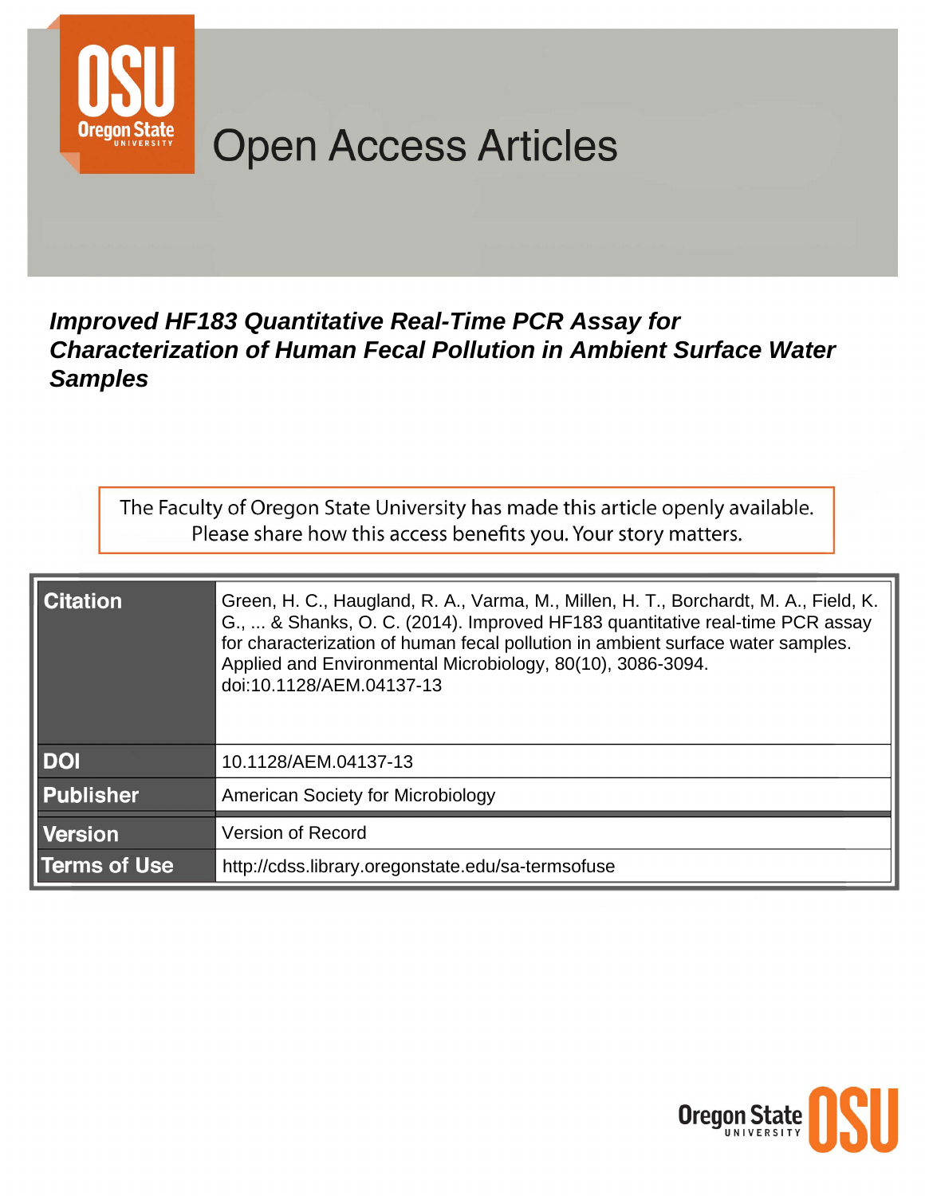# Open Access Articles

## *Improved HF183 Quantitative Real-Time PCR Assay for Characterization of Human Fecal Pollution in Ambient Surface Water Samples*

The Faculty of Oregon State University has made this article openly available. Please share how this access benefits you. Your story matters.

| | |
|---|---|
| **Citation** | Green, H. C., Haugland, R. A., Varma, M., Millen, H. T., Borchardt, M. A., Field, K. G., ... & Shanks, O. C. (2014). Improved HF183 quantitative real-time PCR assay for characterization of human fecal pollution in ambient surface water samples. Applied and Environmental Microbiology, 80(10), 3086-3094. doi:10.1128/AEM.04137-13 |
| **DOI** | 10.1128/AEM.04137-13 |
| **Publisher** | American Society for Microbiology |
| **Version** | Version of Record |
| **Terms of Use** | http://cdss.library.oregonstate.edu/sa-termsofuse |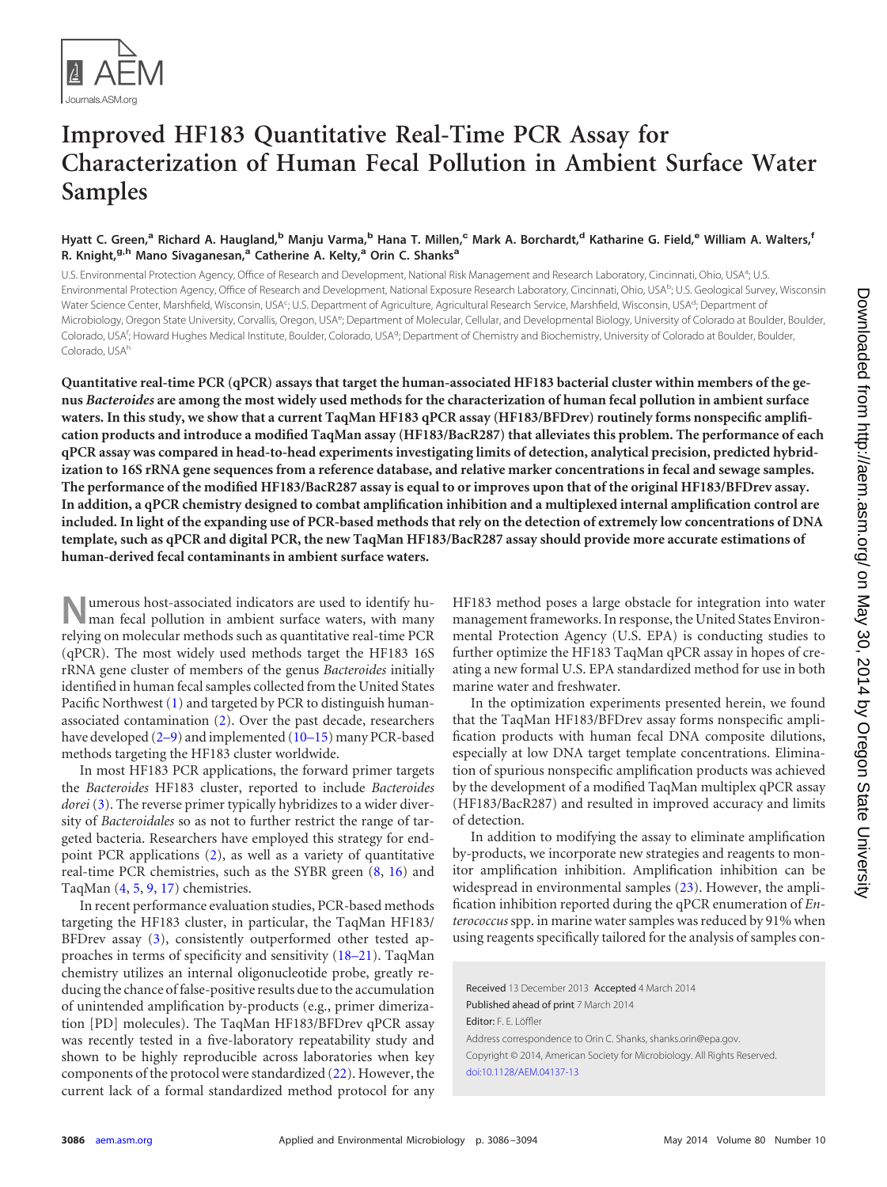# Improved HF183 Quantitative Real-Time PCR Assay for Characterization of Human Fecal Pollution in Ambient Surface Water Samples

**Hyatt C. Green,[a] Richard A. Haugland,[b] Manju Varma,[b] Hana T. Millen,[c] Mark A. Borchardt,[d] Katharine G. Field,[e] William A. Walters,[f] R. Knight,[g,h] Mano Sivaganesan,[a] Catherine A. Kelty,[a] Orin C. Shanks[a]**

U.S. Environmental Protection Agency, Office of Research and Development, National Risk Management and Research Laboratory, Cincinnati, Ohio, USA[a]; U.S. Environmental Protection Agency, Office of Research and Development, National Exposure Research Laboratory, Cincinnati, Ohio, USA[b]; U.S. Geological Survey, Wisconsin Water Science Center, Marshfield, Wisconsin, USA[c]; U.S. Department of Agriculture, Agricultural Research Service, Marshfield, Wisconsin, USA[d]; Department of Microbiology, Oregon State University, Corvallis, Oregon, USA[e]; Department of Molecular, Cellular, and Developmental Biology, University of Colorado at Boulder, Boulder, Colorado, USA[f]; Howard Hughes Medical Institute, Boulder, Colorado, USA[g]; Department of Chemistry and Biochemistry, University of Colorado at Boulder, Boulder, Colorado, USA[h]

**Quantitative real-time PCR (qPCR) assays that target the human-associated HF183 bacterial cluster within members of the genus *Bacteroides* are among the most widely used methods for the characterization of human fecal pollution in ambient surface waters. In this study, we show that a current TaqMan HF183 qPCR assay (HF183/BFDrev) routinely forms nonspecific amplification products and introduce a modified TaqMan assay (HF183/BacR287) that alleviates this problem. The performance of each qPCR assay was compared in head-to-head experiments investigating limits of detection, analytical precision, predicted hybridization to 16S rRNA gene sequences from a reference database, and relative marker concentrations in fecal and sewage samples. The performance of the modified HF183/BacR287 assay is equal to or improves upon that of the original HF183/BFDrev assay. In addition, a qPCR chemistry designed to combat amplification inhibition and a multiplexed internal amplification control are included. In light of the expanding use of PCR-based methods that rely on the detection of extremely low concentrations of DNA template, such as qPCR and digital PCR, the new TaqMan HF183/BacR287 assay should provide more accurate estimations of human-derived fecal contaminants in ambient surface waters.**

Numerous host-associated indicators are used to identify human fecal pollution in ambient surface waters, with many relying on molecular methods such as quantitative real-time PCR (qPCR). The most widely used methods target the HF183 16S rRNA gene cluster of members of the genus *Bacteroides* initially identified in human fecal samples collected from the United States Pacific Northwest (1) and targeted by PCR to distinguish human-associated contamination (2). Over the past decade, researchers have developed (2–9) and implemented (10–15) many PCR-based methods targeting the HF183 cluster worldwide.

In most HF183 PCR applications, the forward primer targets the *Bacteroides* HF183 cluster, reported to include *Bacteroides dorei* (3). The reverse primer typically hybridizes to a wider diversity of *Bacteroidales* so as not to further restrict the range of targeted bacteria. Researchers have employed this strategy for end-point PCR applications (2), as well as a variety of quantitative real-time PCR chemistries, such as the SYBR green (8, 16) and TaqMan (4, 5, 9, 17) chemistries.

In recent performance evaluation studies, PCR-based methods targeting the HF183 cluster, in particular, the TaqMan HF183/BFDrev assay (3), consistently outperformed other tested approaches in terms of specificity and sensitivity (18–21). TaqMan chemistry utilizes an internal oligonucleotide probe, greatly reducing the chance of false-positive results due to the accumulation of unintended amplification by-products (e.g., primer dimerization [PD] molecules). The TaqMan HF183/BFDrev qPCR assay was recently tested in a five-laboratory repeatability study and shown to be highly reproducible across laboratories when key components of the protocol were standardized (22). However, the current lack of a formal standardized method protocol for any HF183 method poses a large obstacle for integration into water management frameworks. In response, the United States Environmental Protection Agency (U.S. EPA) is conducting studies to further optimize the HF183 TaqMan qPCR assay in hopes of creating a new formal U.S. EPA standardized method for use in both marine water and freshwater.

In the optimization experiments presented herein, we found that the TaqMan HF183/BFDrev assay forms nonspecific amplification products with human fecal DNA composite dilutions, especially at low DNA target template concentrations. Elimination of spurious nonspecific amplification products was achieved by the development of a modified TaqMan multiplex qPCR assay (HF183/BacR287) and resulted in improved accuracy and limits of detection.

In addition to modifying the assay to eliminate amplification by-products, we incorporate new strategies and reagents to monitor amplification inhibition. Amplification inhibition can be widespread in environmental samples (23). However, the amplification inhibition reported during the qPCR enumeration of *Enterococcus* spp. in marine water samples was reduced by 91% when using reagents specifically tailored for the analysis of samples con-

Received 13 December 2013 Accepted 4 March 2014

Published ahead of print 7 March 2014

Editor: F. E. Löffler

Address correspondence to Orin C. Shanks, shanks.orin@epa.gov.

Copyright © 2014, American Society for Microbiology. All Rights Reserved.

doi:10.1128/AEM.04137-13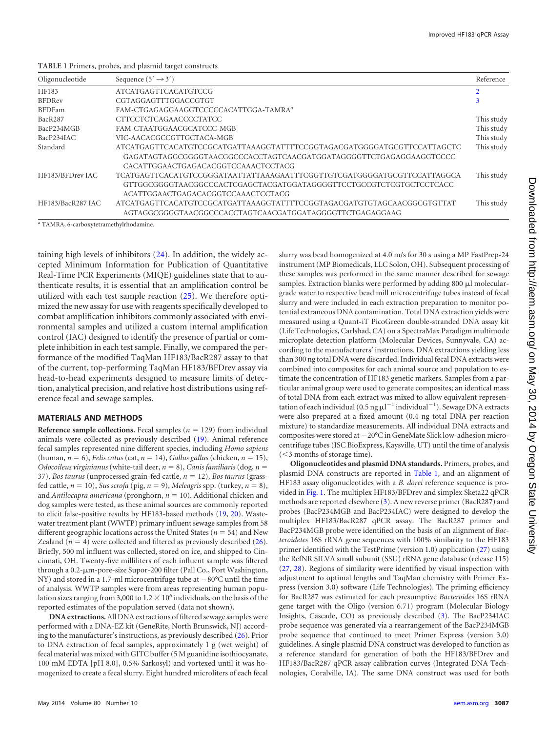**TABLE 1** Primers, probes, and plasmid target constructs

| Oligonucleotide | Sequence (5′ → 3′) | Reference |
| --- | --- | --- |
| HF183 | ATCATGAGTTCACATGTCCG | 2 |
| BFDRev | CGTAGGAGTTTGGACCGTGT | 3 |
| BFDFam | FAM-CTGAGAGGAAGGTCCCCCACATTGGA-TAMRA[a] | |
| BacR287 | CTTCCTCTCAGAACCCCTATCC | This study |
| BacP234MGB | FAM-CTAATGGAACGCATCCC-MGB | This study |
| BacP234IAC | VIC-AACACGCCGTTGCTACA-MGB | This study |
| Standard | ATCATGAGTTCACATGTCCGCATGATTAAAGGTATTTTCCGGTAGACGATGGGGATGCGTTCCATTAGCTC GAGATAGTAGGCGGGGTAACGGCCCACCTAGTCAACGATGGATAGGGGTTCTGAGAGGAAGGTCCCC CACATTGGAACTGAGACACGGTCCAAACTCCTACG | This study |
| HF183/BFDrev IAC | TCATGAGTTCACATGTCCGGGATAATTATTAAAGAATTTCGGTTGTCGATGGGGATGCGTTCCATTAGGCA GTTGGCGGGGTAACGGCCCACTCGAGCTACGATGGATAGGGGTTCCTGCCGTCTCGTGCTCCTCACC ACATTGGAACTGAGACACGGTCCAAACTCCTACG | This study |
| HF183/BacR287 IAC | ATCATGAGTTCACATGTCCGCATGATTAAAGGTATTTTCCGGTAGACGATGTGTAGCAACGGCGTGTTAT AGTAGGCGGGGTAACGGCCCACCTAGTCAACGATGGATAGGGGTTCTGAGAGGAAG | This study |

[a] TAMRA, 6-carboxytetramethylrhodamine.

taining high levels of inhibitors (24). In addition, the widely accepted Minimum Information for Publication of Quantitative Real-Time PCR Experiments (MIQE) guidelines state that to authenticate results, it is essential that an amplification control be utilized with each test sample reaction (25). We therefore optimized the new assay for use with reagents specifically developed to combat amplification inhibitors commonly associated with environmental samples and utilized a custom internal amplification control (IAC) designed to identify the presence of partial or complete inhibition in each test sample. Finally, we compared the performance of the modified TaqMan HF183/BacR287 assay to that of the current, top-performing TaqMan HF183/BFDrev assay via head-to-head experiments designed to measure limits of detection, analytical precision, and relative host distributions using reference fecal and sewage samples.

## MATERIALS AND METHODS

**Reference sample collections.** Fecal samples ($n = 129$) from individual animals were collected as previously described (19). Animal reference fecal samples represented nine different species, including *Homo sapiens* (human, $n = 6$), *Felis catus* (cat, $n = 14$), *Gallus gallus* (chicken, $n = 15$), *Odocoileus virginianus* (white-tail deer, $n = 8$), *Canis familiaris* (dog, $n = 37$), *Bos taurus* (unprocessed grain-fed cattle, $n = 12$), *Bos taurus* (grass-fed cattle, $n = 10$), *Sus scrofa* (pig, $n = 9$), *Meleagris* spp. (turkey, $n = 8$), and *Antilocapra americana* (pronghorn, $n = 10$). Additional chicken and dog samples were tested, as these animal sources are commonly reported to elicit false-positive results by HF183-based methods (19, 20). Wastewater treatment plant (WWTP) primary influent sewage samples from 58 different geographic locations across the United States ($n = 54$) and New Zealand ($n = 4$) were collected and filtered as previously described (26). Briefly, 500 ml influent was collected, stored on ice, and shipped to Cincinnati, OH. Twenty-five milliliters of each influent sample was filtered through a 0.2-μm-pore-size Supor-200 filter (Pall Co., Port Washington, NY) and stored in a 1.7-ml microcentrifuge tube at −80°C until the time of analysis. WWTP samples were from areas representing human population sizes ranging from 3,000 to $1.2 \times 10^6$ individuals, on the basis of the reported estimates of the population served (data not shown).

**DNA extractions.** All DNA extractions of filtered sewage samples were performed with a DNA-EZ kit (GeneRite, North Brunswick, NJ) according to the manufacturer's instructions, as previously described (26). Prior to DNA extraction of fecal samples, approximately 1 g (wet weight) of fecal material was mixed with GITC buffer (5 M guanidine isothiocyanate, 100 mM EDTA [pH 8.0], 0.5% Sarkosyl) and vortexed until it was homogenized to create a fecal slurry. Eight hundred microliters of each fecal slurry was bead homogenized at 4.0 m/s for 30 s using a MP FastPrep-24 instrument (MP Biomedicals, LLC Solon, OH). Subsequent processing of these samples was performed in the same manner described for sewage samples. Extraction blanks were performed by adding 800 μl molecular-grade water to respective bead mill microcentrifuge tubes instead of fecal slurry and were included in each extraction preparation to monitor potential extraneous DNA contamination. Total DNA extraction yields were measured using a Quant-iT PicoGreen double-stranded DNA assay kit (Life Technologies, Carlsbad, CA) on a SpectraMax Paradigm multimode microplate detection platform (Molecular Devices, Sunnyvale, CA) according to the manufacturers' instructions. DNA extractions yielding less than 300 ng total DNA were discarded. Individual fecal DNA extracts were combined into composites for each animal source and population to estimate the concentration of HF183 genetic markers. Samples from a particular animal group were used to generate composites; an identical mass of total DNA from each extract was mixed to allow equivalent representation of each individual (0.5 ng $\mu l^{-1}$ individual$^{-1}$). Sewage DNA extracts were also prepared at a fixed amount (0.4 ng total DNA per reaction mixture) to standardize measurements. All individual DNA extracts and composites were stored at −20°C in GeneMate Slick low-adhesion microcentrifuge tubes (ISC BioExpress, Kaysville, UT) until the time of analysis (<3 months of storage time).

**Oligonucleotides and plasmid DNA standards.** Primers, probes, and plasmid DNA constructs are reported in Table 1, and an alignment of HF183 assay oligonucleotides with a *B. dorei* reference sequence is provided in Fig. 1. The multiplex HF183/BFDrev and simplex Sketa22 qPCR methods are reported elsewhere (3). A new reverse primer (BacR287) and probes (BacP234MGB and BacP234IAC) were designed to develop the multiplex HF183/BacR287 qPCR assay. The BacR287 primer and BacP234MGB probe were identified on the basis of an alignment of *Bacteroidetes* 16S rRNA gene sequences with 100% similarity to the HF183 primer identified with the TestPrime (version 1.0) application (27) using the RefNR SILVA small subunit (SSU) rRNA gene database (release 115) (27, 28). Regions of similarity were identified by visual inspection with adjustment to optimal lengths and TaqMan chemistry with Primer Express (version 3.0) software (Life Technologies). The priming efficiency for BacR287 was estimated for each presumptive *Bacteroides* 16S rRNA gene target with the Oligo (version 6.71) program (Molecular Biology Insights, Cascade, CO) as previously described (3). The BacP234IAC probe sequence was generated via a rearrangement of the BacP234MGB probe sequence that continued to meet Primer Express (version 3.0) guidelines. A single plasmid DNA construct was developed to function as a reference standard for generation of both the HF183/BFDrev and HF183/BacR287 qPCR assay calibration curves (Integrated DNA Technologies, Coralville, IA). The same DNA construct was used for both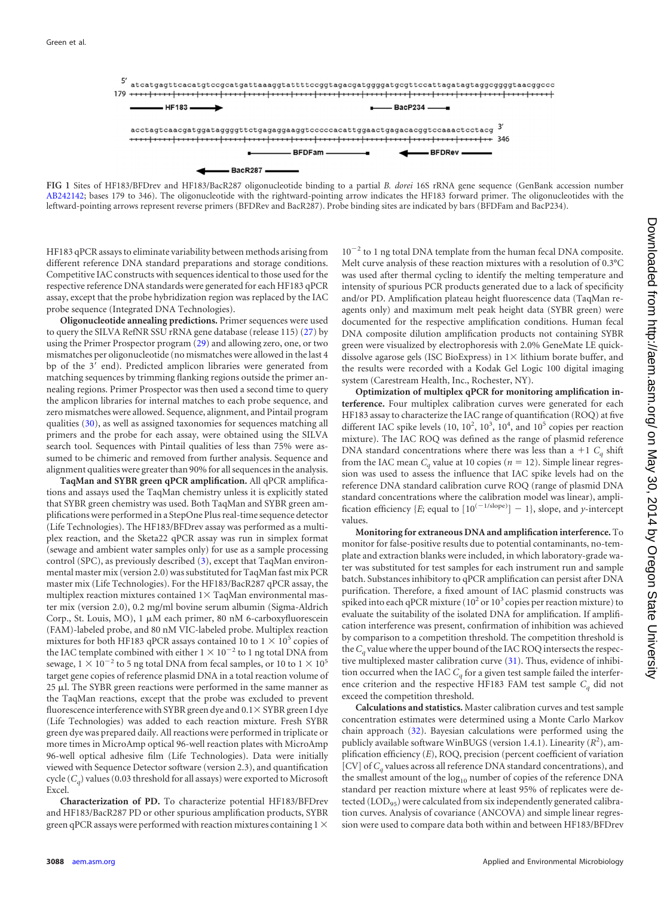5′ atcatgagttcacatgtccgcatgattaaaggtattttccggtagacgatggggatgcgttccattagatagtaggcggggtaacggccc
179

HF183 → BacP234

acctagtcaacgatggatagggggttctgagaggaaggtcccccacattggaactgagacacggtccaaactcctacg 3′ 346

BFDFam ← BFDRev

← BacR287

FIG 1 Sites of HF183/BFDrev and HF183/BacR287 oligonucleotide binding to a partial *B. dorei* 16S rRNA gene sequence (GenBank accession number AB242142; bases 179 to 346). The oligonucleotide with the rightward-pointing arrow indicates the HF183 forward primer. The oligonucleotides with the leftward-pointing arrows represent reverse primers (BFDRev and BacR287). Probe binding sites are indicated by bars (BFDFam and BacP234).

HF183 qPCR assays to eliminate variability between methods arising from different reference DNA standard preparations and storage conditions. Competitive IAC constructs with sequences identical to those used for the respective reference DNA standards were generated for each HF183 qPCR assay, except that the probe hybridization region was replaced by the IAC probe sequence (Integrated DNA Technologies).

**Oligonucleotide annealing predictions.** Primer sequences were used to query the SILVA RefNR SSU rRNA gene database (release 115) (27) by using the Primer Prospector program (29) and allowing zero, one, or two mismatches per oligonucleotide (no mismatches were allowed in the last 4 bp of the 3′ end). Predicted amplicon libraries were generated from matching sequences by trimming flanking regions outside the primer annealing regions. Primer Prospector was then used a second time to query the amplicon libraries for internal matches to each probe sequence, and zero mismatches were allowed. Sequence, alignment, and Pintail program qualities (30), as well as assigned taxonomies for sequences matching all primers and the probe for each assay, were obtained using the SILVA search tool. Sequences with Pintail qualities of less than 75% were assumed to be chimeric and removed from further analysis. Sequence and alignment qualities were greater than 90% for all sequences in the analysis.

**TaqMan and SYBR green qPCR amplification.** All qPCR amplifications and assays used the TaqMan chemistry unless it is explicitly stated that SYBR green chemistry was used. Both TaqMan and SYBR green amplifications were performed in a StepOne Plus real-time sequence detector (Life Technologies). The HF183/BFDrev assay was performed as a multiplex reaction, and the Sketa22 qPCR assay was run in simplex format (sewage and ambient water samples only) for use as a sample processing control (SPC), as previously described (3), except that TaqMan environmental master mix (version 2.0) was substituted for TaqMan fast mix PCR master mix (Life Technologies). For the HF183/BacR287 qPCR assay, the multiplex reaction mixtures contained 1× TaqMan environmental master mix (version 2.0), 0.2 mg/ml bovine serum albumin (Sigma-Aldrich Corp., St. Louis, MO), 1 μM each primer, 80 nM 6-carboxyfluorescein (FAM)-labeled probe, and 80 nM VIC-labeled probe. Multiplex reaction mixtures for both HF183 qPCR assays contained 10 to $1 \times 10^5$ copies of the IAC template combined with either $1 \times 10^{-2}$ to 1 ng total DNA from sewage, $1 \times 10^{-2}$ to 5 ng total DNA from fecal samples, or 10 to $1 \times 10^5$ target gene copies of reference plasmid DNA in a total reaction volume of 25 μl. The SYBR green reactions were performed in the same manner as the TaqMan reactions, except that the probe was excluded to prevent fluorescence interference with SYBR green dye and 0.1× SYBR green I dye (Life Technologies) was added to each reaction mixture. Fresh SYBR green dye was prepared daily. All reactions were performed in triplicate or more times in MicroAmp optical 96-well reaction plates with MicroAmp 96-well optical adhesive film (Life Technologies). Data were initially viewed with Sequence Detector software (version 2.3), and quantification cycle ($C_q$) values (0.03 threshold for all assays) were exported to Microsoft Excel.

**Characterization of PD.** To characterize potential HF183/BFDrev and HF183/BacR287 PD or other spurious amplification products, SYBR green qPCR assays were performed with reaction mixtures containing $1 \times 10^{-2}$ to 1 ng total DNA template from the human fecal DNA composite. Melt curve analysis of these reaction mixtures with a resolution of 0.3°C was used after thermal cycling to identify the melting temperature and intensity of spurious PCR products generated due to a lack of specificity and/or PD. Amplification plateau height fluorescence data (TaqMan reagents only) and maximum melt peak height data (SYBR green) were documented for the respective amplification conditions. Human fecal DNA composite dilution amplification products not containing SYBR green were visualized by electrophoresis with 2.0% GeneMate LE quick-dissolve agarose gels (ISC BioExpress) in 1× lithium borate buffer, and the results were recorded with a Kodak Gel Logic 100 digital imaging system (Carestream Health, Inc., Rochester, NY).

**Optimization of multiplex qPCR for monitoring amplification interference.** Four multiplex calibration curves were generated for each HF183 assay to characterize the IAC range of quantification (ROQ) at five different IAC spike levels (10, $10^2$, $10^3$, $10^4$, and $10^5$ copies per reaction mixture). The IAC ROQ was defined as the range of plasmid reference DNA standard concentrations where there was less than a +1 $C_q$ shift from the IAC mean $C_q$ value at 10 copies ($n = 12$). Simple linear regression was used to assess the influence that IAC spike levels had on the reference DNA standard calibration curve ROQ (range of plasmid DNA standard concentrations where the calibration model was linear), amplification efficiency {$E$; equal to $[10^{(-1/\text{slope})}] - 1$}, slope, and $y$-intercept values.

**Monitoring for extraneous DNA and amplification interference.** To monitor for false-positive results due to potential contaminants, no-template and extraction blanks were included, in which laboratory-grade water was substituted for test samples for each instrument run and sample batch. Substances inhibitory to qPCR amplification can persist after DNA purification. Therefore, a fixed amount of IAC plasmid constructs was spiked into each qPCR mixture ($10^2$ or $10^3$ copies per reaction mixture) to evaluate the suitability of the isolated DNA for amplification. If amplification interference was present, confirmation of inhibition was achieved by comparison to a competition threshold. The competition threshold is the $C_q$ value where the upper bound of the IAC ROQ intersects the respective multiplexed master calibration curve (31). Thus, evidence of inhibition occurred when the IAC $C_q$ for a given test sample failed the interference criterion and the respective HF183 FAM test sample $C_q$ did not exceed the competition threshold.

**Calculations and statistics.** Master calibration curves and test sample concentration estimates were determined using a Monte Carlo Markov chain approach (32). Bayesian calculations were performed using the publicly available software WinBUGS (version 1.4.1). Linearity ($R^2$), amplification efficiency ($E$), ROQ, precision (percent coefficient of variation [CV] of $C_q$ values across all reference DNA standard concentrations), and the smallest amount of the $\log_{10}$ number of copies of the reference DNA standard per reaction mixture where at least 95% of replicates were detected ($LOD_{95}$) were calculated from six independently generated calibration curves. Analysis of covariance (ANCOVA) and simple linear regression were used to compare data both within and between HF183/BFDrev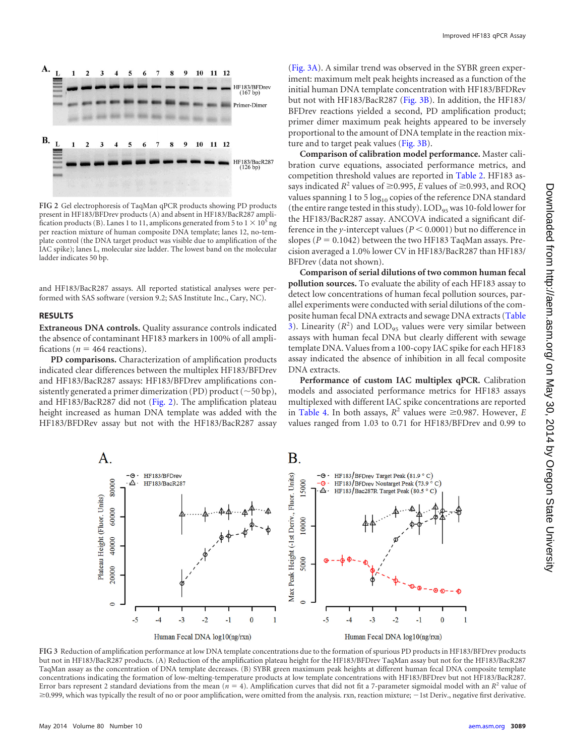FIG 2 Gel electrophoresis of TaqMan qPCR products showing PD products present in HF183/BFDrev products (A) and absent in HF183/BacR287 amplification products (B). Lanes 1 to 11, amplicons generated from 5 to $1 \times 10^5$ ng per reaction mixture of human composite DNA template; lanes 12, no-template control (the DNA target product was visible due to amplification of the IAC spike); lanes L, molecular size ladder. The lowest band on the molecular ladder indicates 50 bp.

and HF183/BacR287 assays. All reported statistical analyses were performed with SAS software (version 9.2; SAS Institute Inc., Cary, NC).

## RESULTS

**Extraneous DNA controls.** Quality assurance controls indicated the absence of contaminant HF183 markers in 100% of all amplifications ($n = 464$ reactions).

**PD comparisons.** Characterization of amplification products indicated clear differences between the multiplex HF183/BFDrev and HF183/BacR287 assays: HF183/BFDrev amplifications consistently generated a primer dimerization (PD) product (~50 bp), and HF183/BacR287 did not (Fig. 2). The amplification plateau height increased as human DNA template was added with the HF183/BFDRev assay but not with the HF183/BacR287 assay (Fig. 3A). A similar trend was observed in the SYBR green experiment: maximum melt peak heights increased as a function of the initial human DNA template concentration with HF183/BFDrev but not with HF183/BacR287 (Fig. 3B). In addition, the HF183/BFDrev reactions yielded a second, PD amplification product; primer dimer maximum peak heights appeared to be inversely proportional to the amount of DNA template in the reaction mixture and to target peak values (Fig. 3B).

**Comparison of calibration model performance.** Master calibration curve equations, associated performance metrics, and competition threshold values are reported in Table 2. HF183 assays indicated $R^2$ values of ≥0.995, $E$ values of ≥0.993, and ROQ values spanning 1 to 5 $\log_{10}$ copies of the reference DNA standard (the entire range tested in this study). $LOD_{95}$ was 10-fold lower for the HF183/BacR287 assay. ANCOVA indicated a significant difference in the $y$-intercept values ($P < 0.0001$) but no difference in slopes ($P = 0.1042$) between the two HF183 TaqMan assays. Precision averaged a 1.0% lower CV in HF183/BacR287 than HF183/BFDrev (data not shown).

**Comparison of serial dilutions of two common human fecal pollution sources.** To evaluate the ability of each HF183 assay to detect low concentrations of human fecal pollution sources, parallel experiments were conducted with serial dilutions of the composite human fecal DNA extracts and sewage DNA extracts (Table 3). Linearity ($R^2$) and $LOD_{95}$ values were very similar between assays with human fecal DNA but clearly different with sewage template DNA. Values from a 100-copy IAC spike for each HF183 assay indicated the absence of inhibition in all fecal composite DNA extracts.

**Performance of custom IAC multiplex qPCR.** Calibration models and associated performance metrics for HF183 assays multiplexed with different IAC spike concentrations are reported in Table 4. In both assays, $R^2$ values were ≥0.987. However, $E$ values ranged from 1.03 to 0.71 for HF183/BFDrev and 0.99 to

FIG 3 Reduction of amplification performance at low DNA template concentrations due to the formation of spurious PD products in HF183/BFDrev products but not in HF183/BacR287 products. (A) Reduction of the amplification plateau height for the HF183/BFDrev TaqMan assay but not for the HF183/BacR287 TaqMan assay as the concentration of DNA template decreases. (B) SYBR green maximum peak heights at different human fecal DNA composite template concentrations indicating the formation of low-melting-temperature products at low template concentrations with HF183/BFDrev but not HF183/BacR287. Error bars represent 2 standard deviations from the mean ($n = 4$). Amplification curves that did not fit a 7-parameter sigmoidal model with an $R^2$ value of ≥0.999, which was typically the result of no or poor amplification, were omitted from the analysis. rxn, reaction mixture; −1st Deriv., negative first derivative.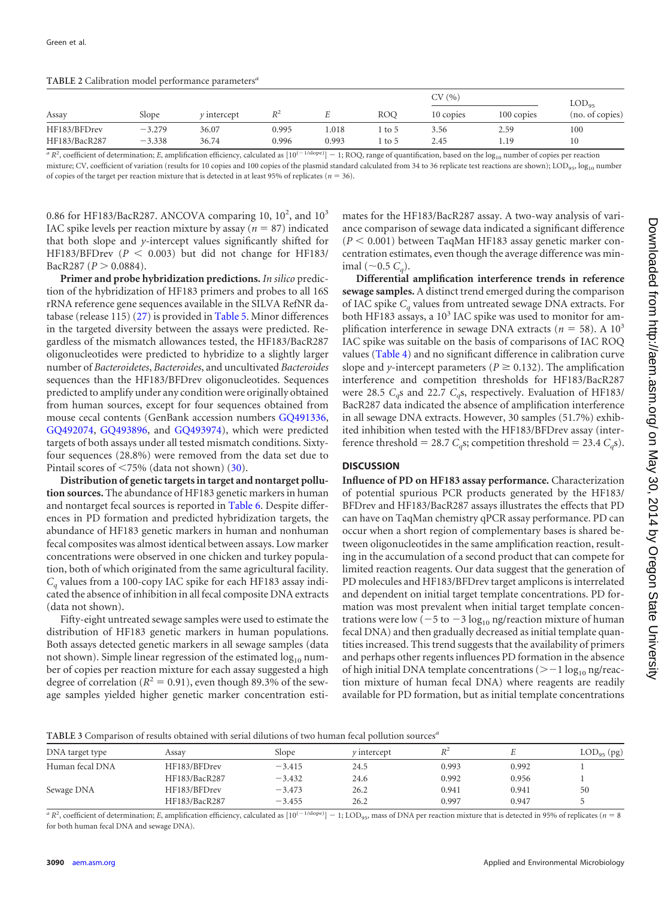TABLE 2 Calibration model performance parameters[a]

| Assay | Slope | *y* intercept | $R^2$ | *E* | ROQ | CV (%) | | $LOD_{95}$ |
|---|---|---|---|---|---|---|---|---|
| | | | | | | 10 copies | 100 copies | (no. of copies) |
| HF183/BFDrev | −3.279 | 36.07 | 0.995 | 1.018 | 1 to 5 | 3.56 | 2.59 | 100 |
| HF183/BacR287 | −3.338 | 36.74 | 0.996 | 0.993 | 1 to 5 | 2.45 | 1.19 | 10 |

[a] $R^2$, coefficient of determination; *E*, amplification efficiency, calculated as $[10^{(-1/\text{slope})}] - 1$; ROQ, range of quantification, based on the $\log_{10}$ number of copies per reaction mixture; CV, coefficient of variation (results for 10 copies and 100 copies of the plasmid standard calculated from 34 to 36 replicate test reactions are shown); $LOD_{95}$, $\log_{10}$ number of copies of the target per reaction mixture that is detected in at least 95% of replicates ($n = 36$).

0.86 for HF183/BacR287. ANCOVA comparing 10, $10^2$, and $10^3$ IAC spike levels per reaction mixture by assay ($n = 87$) indicated that both slope and *y*-intercept values significantly shifted for HF183/BFDrev ($P < 0.003$) but did not change for HF183/BacR287 ($P > 0.0884$).

**Primer and probe hybridization predictions.** *In silico* prediction of the hybridization of HF183 primers and probes to all 16S rRNA reference gene sequences available in the SILVA RefNR database (release 115) (27) is provided in Table 5. Minor differences in the targeted diversity between the assays were predicted. Regardless of the mismatch allowances tested, the HF183/BacR287 oligonucleotides were predicted to hybridize to a slightly larger number of *Bacteroidetes*, *Bacteroides*, and uncultivated *Bacteroides* sequences than the HF183/BFDrev oligonucleotides. Sequences predicted to amplify under any condition were originally obtained from human sources, except for four sequences obtained from mouse cecal contents (GenBank accession numbers GQ491336, GQ492074, GQ493896, and GQ493974), which were predicted targets of both assays under all tested mismatch conditions. Sixty-four sequences (28.8%) were removed from the data set due to Pintail scores of <75% (data not shown) (30).

**Distribution of genetic targets in target and nontarget pollution sources.** The abundance of HF183 genetic markers in human and nontarget fecal sources is reported in Table 6. Despite differences in PD formation and predicted hybridization targets, the abundance of HF183 genetic markers in human and nonhuman fecal composites was almost identical between assays. Low marker concentrations were observed in one chicken and turkey population, both of which originated from the same agricultural facility. $C_q$ values from a 100-copy IAC spike for each HF183 assay indicated the absence of inhibition in all fecal composite DNA extracts (data not shown).

Fifty-eight untreated sewage samples were used to estimate the distribution of HF183 genetic markers in human populations. Both assays detected genetic markers in all sewage samples (data not shown). Simple linear regression of the estimated $\log_{10}$ number of copies per reaction mixture for each assay suggested a high degree of correlation ($R^2 = 0.91$), even though 89.3% of the sewage samples yielded higher genetic marker concentration estimates for the HF183/BacR287 assay. A two-way analysis of variance comparison of sewage data indicated a significant difference ($P < 0.001$) between TaqMan HF183 assay genetic marker concentration estimates, even though the average difference was minimal (~0.5 $C_q$).

**Differential amplification interference trends in reference sewage samples.** A distinct trend emerged during the comparison of IAC spike $C_q$ values from untreated sewage DNA extracts. For both HF183 assays, a $10^3$ IAC spike was used to monitor for amplification interference in sewage DNA extracts ($n = 58$). A $10^3$ IAC spike was suitable on the basis of comparisons of IAC ROQ values (Table 4) and no significant difference in calibration curve slope and *y*-intercept parameters ($P \geq 0.132$). The amplification interference and competition thresholds for HF183/BacR287 were 28.5 $C_q$s and 22.7 $C_q$s, respectively. Evaluation of HF183/BacR287 data indicated the absence of amplification interference in all sewage DNA extracts. However, 30 samples (51.7%) exhibited inhibition when tested with the HF183/BFDrev assay (interference threshold = 28.7 $C_q$s; competition threshold = 23.4 $C_q$s).

## DISCUSSION

**Influence of PD on HF183 assay performance.** Characterization of potential spurious PCR products generated by the HF183/BFDrev and HF183/BacR287 assays illustrates the effects that PD can have on TaqMan chemistry qPCR assay performance. PD can occur when a short region of complementary bases is shared between oligonucleotides in the same amplification reaction, resulting in the accumulation of a second product that can compete for limited reaction reagents. Our data suggest that the generation of PD molecules and HF183/BFDrev target amplicons is interrelated and dependent on initial target template concentrations. PD formation was most prevalent when initial target template concentrations were low (−5 to −3 $\log_{10}$ ng/reaction mixture of human fecal DNA) and then gradually decreased as initial template quantities increased. This trend suggests that the availability of primers and perhaps other regents influences PD formation in the absence of high initial DNA template concentrations (>−1 $\log_{10}$ ng/reaction mixture of human fecal DNA) where reagents are readily available for PD formation, but as initial template concentrations

TABLE 3 Comparison of results obtained with serial dilutions of two human fecal pollution sources[a]

| DNA target type | Assay | Slope | *y* intercept | $R^2$ | *E* | $LOD_{95}$ (pg) |
|---|---|---|---|---|---|---|
| Human fecal DNA | HF183/BFDrev | −3.415 | 24.5 | 0.993 | 0.992 | 1 |
| | HF183/BacR287 | −3.432 | 24.6 | 0.992 | 0.956 | 1 |
| Sewage DNA | HF183/BFDrev | −3.473 | 26.2 | 0.941 | 0.941 | 50 |
| | HF183/BacR287 | −3.455 | 26.2 | 0.997 | 0.947 | 5 |

[a] $R^2$, coefficient of determination; *E*, amplification efficiency, calculated as $[10^{(-1/\text{slope})}] - 1$; $LOD_{95}$, mass of DNA per reaction mixture that is detected in 95% of replicates ($n = 8$ for both human fecal DNA and sewage DNA).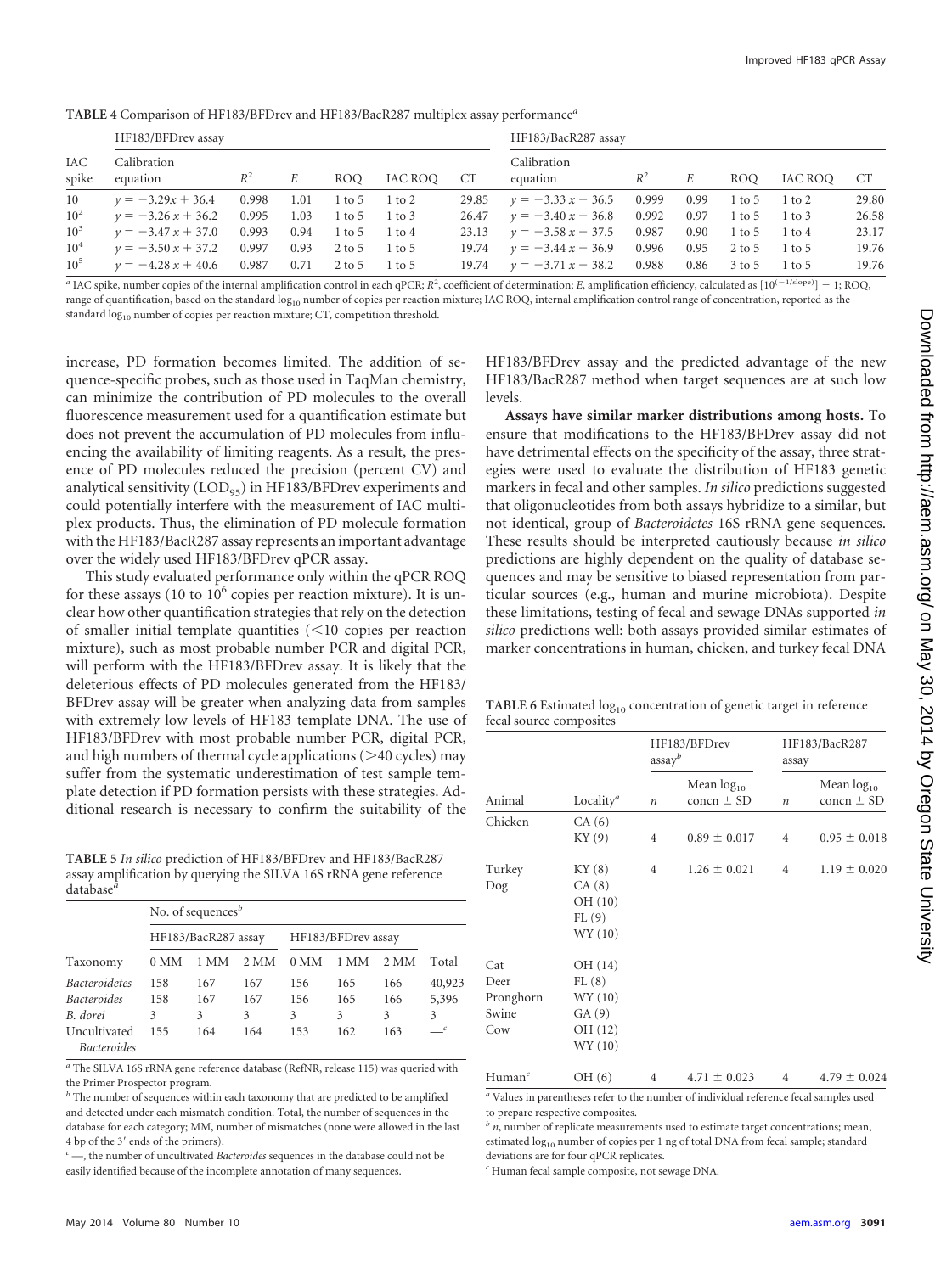**TABLE 4** Comparison of HF183/BFDrev and HF183/BacR287 multiplex assay performance[a]

| IAC spike | HF183/BFDrev assay | | | | | | HF183/BacR287 assay | | | | | |
|---|---|---|---|---|---|---|---|---|---|---|---|---|
| | Calibration equation | $R^2$ | *E* | ROQ | IAC ROQ | CT | Calibration equation | $R^2$ | *E* | ROQ | IAC ROQ | CT |
| 10 | $y = -3.29x + 36.4$ | 0.998 | 1.01 | 1 to 5 | 1 to 2 | 29.85 | $y = -3.33x + 36.5$ | 0.999 | 0.99 | 1 to 5 | 1 to 2 | 29.80 |
| $10^2$ | $y = -3.26x + 36.2$ | 0.995 | 1.03 | 1 to 5 | 1 to 3 | 26.47 | $y = -3.40x + 36.8$ | 0.992 | 0.97 | 1 to 5 | 1 to 3 | 26.58 |
| $10^3$ | $y = -3.47x + 37.0$ | 0.993 | 0.94 | 1 to 5 | 1 to 4 | 23.13 | $y = -3.58x + 37.5$ | 0.987 | 0.90 | 1 to 5 | 1 to 4 | 23.17 |
| $10^4$ | $y = -3.50x + 37.2$ | 0.997 | 0.93 | 2 to 5 | 1 to 5 | 19.74 | $y = -3.44x + 36.9$ | 0.996 | 0.95 | 2 to 5 | 1 to 5 | 19.76 |
| $10^5$ | $y = -4.28x + 40.6$ | 0.987 | 0.71 | 2 to 5 | 1 to 5 | 19.74 | $y = -3.71x + 38.2$ | 0.988 | 0.86 | 3 to 5 | 1 to 5 | 19.76 |

[a] IAC spike, number copies of the internal amplification control in each qPCR; $R^2$, coefficient of determination; *E*, amplification efficiency, calculated as $[10^{(-1/\text{slope})}] - 1$; ROQ, range of quantification, based on the standard $\log_{10}$ number of copies per reaction mixture; IAC ROQ, internal amplification control range of concentration, reported as the standard $\log_{10}$ number of copies per reaction mixture; CT, competition threshold.

increase, PD formation becomes limited. The addition of sequence-specific probes, such as those used in TaqMan chemistry, can minimize the contribution of PD molecules to the overall fluorescence measurement used for a quantification estimate but does not prevent the accumulation of PD molecules from influencing the availability of limiting reagents. As a result, the presence of PD molecules reduced the precision (percent CV) and analytical sensitivity ($LOD_{95}$) in HF183/BFDrev experiments and could potentially interfere with the measurement of IAC multiplex products. Thus, the elimination of PD molecule formation with the HF183/BacR287 assay represents an important advantage over the widely used HF183/BFDrev qPCR assay.

This study evaluated performance only within the qPCR ROQ for these assays (10 to $10^6$ copies per reaction mixture). It is unclear how other quantification strategies that rely on the detection of smaller initial template quantities (<10 copies per reaction mixture), such as most probable number PCR and digital PCR, will perform with the HF183/BFDrev assay. It is likely that the deleterious effects of PD molecules generated from the HF183/BFDrev assay will be greater when analyzing data from samples with extremely low levels of HF183 template DNA. The use of HF183/BFDrev with most probable number PCR, digital PCR, and high numbers of thermal cycle applications (>40 cycles) may suffer from the systematic underestimation of test sample template detection if PD formation persists with these strategies. Additional research is necessary to confirm the suitability of the HF183/BFDrev assay and the predicted advantage of the new HF183/BacR287 method when target sequences are at such low levels.

**Assays have similar marker distributions among hosts.** To ensure that modifications to the HF183/BFDrev assay did not have detrimental effects on the specificity of the assay, three strategies were used to evaluate the distribution of HF183 genetic markers in fecal and other samples. *In silico* predictions suggested that oligonucleotides from both assays hybridize to a similar, but not identical, group of *Bacteroidetes* 16S rRNA gene sequences. These results should be interpreted cautiously because *in silico* predictions are highly dependent on the quality of database sequences and may be sensitive to biased representation from particular sources (e.g., human and murine microbiota). Despite these limitations, testing of fecal and sewage DNAs supported *in silico* predictions well: both assays provided similar estimates of marker concentrations in human, chicken, and turkey fecal DNA

**TABLE 5** *In silico* prediction of HF183/BFDrev and HF183/BacR287 assay amplification by querying the SILVA 16S rRNA gene reference database[a]

| Taxonomy | No. of sequences[b] | | | | | | |
|---|---|---|---|---|---|---|---|
| | HF183/BacR287 assay | | | HF183/BFDrev assay | | | |
| | 0 MM | 1 MM | 2 MM | 0 MM | 1 MM | 2 MM | Total |
| *Bacteroidetes* | 158 | 167 | 167 | 156 | 165 | 166 | 40,923 |
| *Bacteroides* | 158 | 167 | 167 | 156 | 165 | 166 | 5,396 |
| *B. dorei* | 3 | 3 | 3 | 3 | 3 | 3 | 3 |
| Uncultivated *Bacteroides* | 155 | 164 | 164 | 153 | 162 | 163 | —[c] |

[a] The SILVA 16S rRNA gene reference database (RefNR, release 115) was queried with the Primer Prospector program.
[b] The number of sequences within each taxonomy that are predicted to be amplified and detected under each mismatch condition. Total, the number of sequences in the database for each category; MM, number of mismatches (none were allowed in the last 4 bp of the 3′ ends of the primers).
[c] —, the number of uncultivated *Bacteroides* sequences in the database could not be easily identified because of the incomplete annotation of many sequences.

**TABLE 6** Estimated $\log_{10}$ concentration of genetic target in reference fecal source composites

| Animal | Locality[a] | HF183/BFDrev assay[b] | | HF183/BacR287 assay | |
|---|---|---|---|---|---|
| | | *n* | Mean $\log_{10}$ concn ± SD | *n* | Mean $\log_{10}$ concn ± SD |
| Chicken | CA (6) | | | | |
| | KY (9) | 4 | 0.89 ± 0.017 | 4 | 0.95 ± 0.018 |
| Turkey | KY (8) | 4 | 1.26 ± 0.021 | 4 | 1.19 ± 0.020 |
| Dog | CA (8) | | | | |
| | OH (10) | | | | |
| | FL (9) | | | | |
| | WY (10) | | | | |
| Cat | OH (14) | | | | |
| Deer | FL (8) | | | | |
| Pronghorn | WY (10) | | | | |
| Swine | GA (9) | | | | |
| Cow | OH (12) | | | | |
| | WY (10) | | | | |
| Human[c] | OH (6) | 4 | 4.71 ± 0.023 | 4 | 4.79 ± 0.024 |

[a] Values in parentheses refer to the number of individual reference fecal samples used to prepare respective composites.
[b] *n*, number of replicate measurements used to estimate target concentrations; mean, estimated $\log_{10}$ number of copies per 1 ng of total DNA from fecal sample; standard deviations are for four qPCR replicates.
[c] Human fecal sample composite, not sewage DNA.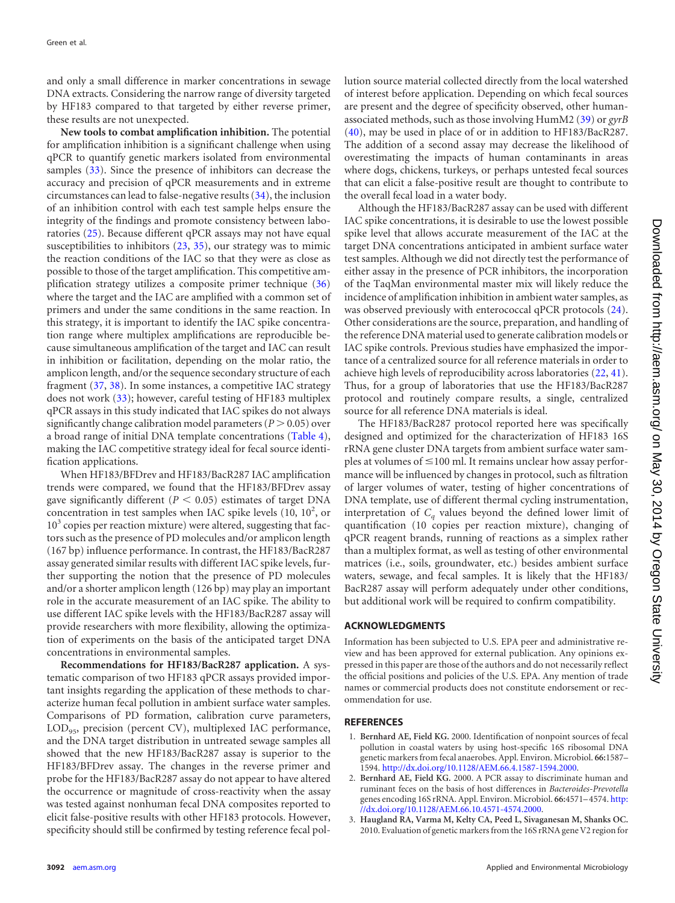and only a small difference in marker concentrations in sewage DNA extracts. Considering the narrow range of diversity targeted by HF183 compared to that targeted by either reverse primer, these results are not unexpected.

**New tools to combat amplification inhibition.** The potential for amplification inhibition is a significant challenge when using qPCR to quantify genetic markers isolated from environmental samples (33). Since the presence of inhibitors can decrease the accuracy and precision of qPCR measurements and in extreme circumstances can lead to false-negative results (34), the inclusion of an inhibition control with each test sample helps ensure the integrity of the findings and promote consistency between laboratories (25). Because different qPCR assays may not have equal susceptibilities to inhibitors (23, 35), our strategy was to mimic the reaction conditions of the IAC so that they were as close as possible to those of the target amplification. This competitive amplification strategy utilizes a composite primer technique (36) where the target and the IAC are amplified with a common set of primers and under the same conditions in the same reaction. In this strategy, it is important to identify the IAC spike concentration range where multiplex amplifications are reproducible because simultaneous amplification of the target and IAC can result in inhibition or facilitation, depending on the molar ratio, the amplicon length, and/or the sequence secondary structure of each fragment (37, 38). In some instances, a competitive IAC strategy does not work (33); however, careful testing of HF183 multiplex qPCR assays in this study indicated that IAC spikes do not always significantly change calibration model parameters ($P > 0.05$) over a broad range of initial DNA template concentrations (Table 4), making the IAC competitive strategy ideal for fecal source identification applications.

When HF183/BFDrev and HF183/BacR287 IAC amplification trends were compared, we found that the HF183/BFDrev assay gave significantly different ($P < 0.05$) estimates of target DNA concentration in test samples when IAC spike levels (10, $10^2$, or $10^3$ copies per reaction mixture) were altered, suggesting that factors such as the presence of PD molecules and/or amplicon length (167 bp) influence performance. In contrast, the HF183/BacR287 assay generated similar results with different IAC spike levels, further supporting the notion that the presence of PD molecules and/or a shorter amplicon length (126 bp) may play an important role in the accurate measurement of an IAC spike. The ability to use different IAC spike levels with the HF183/BacR287 assay will provide researchers with more flexibility, allowing the optimization of experiments on the basis of the anticipated target DNA concentrations in environmental samples.

**Recommendations for HF183/BacR287 application.** A systematic comparison of two HF183 qPCR assays provided important insights regarding the application of these methods to characterize human fecal pollution in ambient surface water samples. Comparisons of PD formation, calibration curve parameters, $LOD_{95}$, precision (percent CV), multiplexed IAC performance, and the DNA target distribution in untreated sewage samples all showed that the new HF183/BacR287 assay is superior to the HF183/BFDrev assay. The changes in the reverse primer and probe for the HF183/BacR287 assay do not appear to have altered the occurrence or magnitude of cross-reactivity when the assay was tested against nonhuman fecal DNA composites reported to elicit false-positive results with other HF183 protocols. However, specificity should still be confirmed by testing reference fecal pollution source material collected directly from the local watershed of interest before application. Depending on which fecal sources are present and the degree of specificity observed, other human-associated methods, such as those involving HumM2 (39) or *gyrB* (40), may be used in place of or in addition to HF183/BacR287. The addition of a second assay may decrease the likelihood of overestimating the impacts of human contaminants in areas where dogs, chickens, turkeys, or perhaps untested fecal sources that can elicit a false-positive result are thought to contribute to the overall fecal load in a water body.

Although the HF183/BacR287 assay can be used with different IAC spike concentrations, it is desirable to use the lowest possible spike level that allows accurate measurement of the IAC at the target DNA concentrations anticipated in ambient surface water test samples. Although we did not directly test the performance of either assay in the presence of PCR inhibitors, the incorporation of the TaqMan environmental master mix will likely reduce the incidence of amplification inhibition in ambient water samples, as was observed previously with enterococcal qPCR protocols (24). Other considerations are the source, preparation, and handling of the reference DNA material used to generate calibration models or IAC spike controls. Previous studies have emphasized the importance of a centralized source for all reference materials in order to achieve high levels of reproducibility across laboratories (22, 41). Thus, for a group of laboratories that use the HF183/BacR287 protocol and routinely compare results, a single, centralized source for all reference DNA materials is ideal.

The HF183/BacR287 protocol reported here was specifically designed and optimized for the characterization of HF183 16S rRNA gene cluster DNA targets from ambient surface water samples at volumes of ≤100 ml. It remains unclear how assay performance will be influenced by changes in protocol, such as filtration of larger volumes of water, testing of higher concentrations of DNA template, use of different thermal cycling instrumentation, interpretation of $C_q$ values beyond the defined lower limit of quantification (10 copies per reaction mixture), changing of qPCR reagent brands, running of reactions as a simplex rather than a multiplex format, as well as testing of other environmental matrices (i.e., soils, groundwater, etc.) besides ambient surface waters, sewage, and fecal samples. It is likely that the HF183/BacR287 assay will perform adequately under other conditions, but additional work will be required to confirm compatibility.

## ACKNOWLEDGMENTS

Information has been subjected to U.S. EPA peer and administrative review and has been approved for external publication. Any opinions expressed in this paper are those of the authors and do not necessarily reflect the official positions and policies of the U.S. EPA. Any mention of trade names or commercial products does not constitute endorsement or recommendation for use.

## REFERENCES

1. **Bernhard AE, Field KG.** 2000. Identification of nonpoint sources of fecal pollution in coastal waters by using host-specific 16S ribosomal DNA genetic markers from fecal anaerobes. Appl. Environ. Microbiol. **66:**1587–1594. http://dx.doi.org/10.1128/AEM.66.4.1587-1594.2000.
2. **Bernhard AE, Field KG.** 2000. A PCR assay to discriminate human and ruminant feces on the basis of host differences in *Bacteroides-Prevotella* genes encoding 16S rRNA. Appl. Environ. Microbiol. **66:**4571–4574. http://dx.doi.org/10.1128/AEM.66.10.4571-4574.2000.
3. **Haugland RA, Varma M, Kelty CA, Peed L, Sivaganesan M, Shanks OC.** 2010. Evaluation of genetic markers from the 16S rRNA gene V2 region for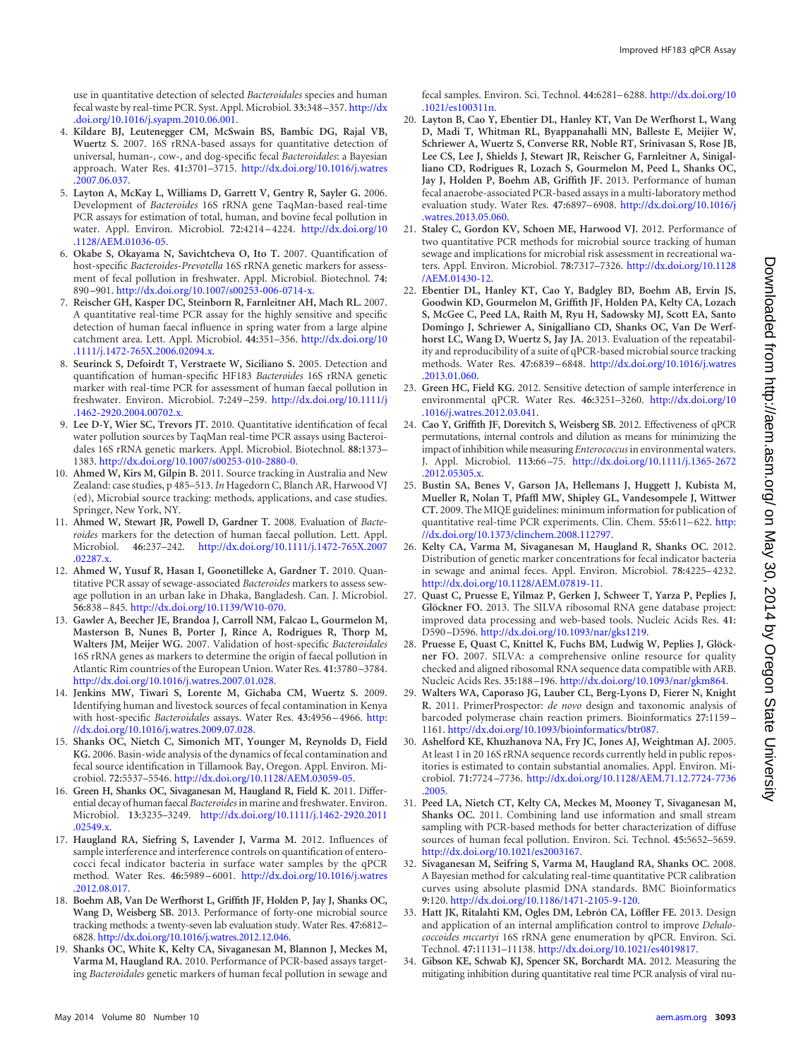use in quantitative detection of selected *Bacteroidales* species and human fecal waste by real-time PCR. Syst. Appl. Microbiol. 33:348–357. http://dx.doi.org/10.1016/j.syapm.2010.06.001.

4. **Kildare BJ, Leutenegger CM, McSwain BS, Bambic DG, Rajal VB, Wuertz S.** 2007. 16S rRNA-based assays for quantitative detection of universal, human-, cow-, and dog-specific fecal *Bacteroidales*: a Bayesian approach. Water Res. **41:**3701–3715. http://dx.doi.org/10.1016/j.watres.2007.06.037.
5. **Layton A, McKay L, Williams D, Garrett V, Gentry R, Sayler G.** 2006. Development of *Bacteroides* 16S rRNA gene TaqMan-based real-time PCR assays for estimation of total, human, and bovine fecal pollution in water. Appl. Environ. Microbiol. **72:**4214–4224. http://dx.doi.org/10.1128/AEM.01036-05.
6. **Okabe S, Okayama N, Savichtcheva O, Ito T.** 2007. Quantification of host-specific *Bacteroides-Prevotella* 16S rRNA genetic markers for assessment of fecal pollution in freshwater. Appl. Microbiol. Biotechnol. **74:** 890–901. http://dx.doi.org/10.1007/s00253-006-0714-x.
7. **Reischer GH, Kasper DC, Steinborn R, Farnleitner AH, Mach RL.** 2007. A quantitative real-time PCR assay for the highly sensitive and specific detection of human faecal influence in spring water from a large alpine catchment area. Lett. Appl. Microbiol. **44:**351–356. http://dx.doi.org/10.1111/j.1472-765X.2006.02094.x.
8. **Seurinck S, Defoirdt T, Verstraete W, Siciliano S.** 2005. Detection and quantification of human-specific HF183 *Bacteroides* 16S rRNA genetic marker with real-time PCR for assessment of human faecal pollution in freshwater. Environ. Microbiol. **7:**249–259. http://dx.doi.org/10.1111/j.1462-2920.2004.00702.x.
9. **Lee D-Y, Wier SC, Trevors JT.** 2010. Quantitative identification of fecal water pollution sources by TaqMan real-time PCR assays using Bacteroidales 16S rRNA genetic markers. Appl. Microbiol. Biotechnol. **88:**1373–1383. http://dx.doi.org/10.1007/s00253-010-2880-0.
10. **Ahmed W, Kirs M, Gilpin B.** 2011. Source tracking in Australia and New Zealand: case studies, p 485–513. *In* Hagedorn C, Blanch AR, Harwood VJ (ed), Microbial source tracking: methods, applications, and case studies. Springer, New York, NY.
11. **Ahmed W, Stewart JR, Powell D, Gardner T.** 2008. Evaluation of *Bacteroides* markers for the detection of human faecal pollution. Lett. Appl. Microbiol. **46:**237–242. http://dx.doi.org/10.1111/j.1472-765X.2007.02287.x.
12. **Ahmed W, Yusuf R, Hasan I, Goonetilleke A, Gardner T.** 2010. Quantitative PCR assay of sewage-associated *Bacteroides* markers to assess sewage pollution in an urban lake in Dhaka, Bangladesh. Can. J. Microbiol. **56:**838–845. http://dx.doi.org/10.1139/W10-070.
13. **Gawler A, Beecher JE, Brandoa J, Carroll NM, Falcao L, Gourmelon M, Masterson B, Nunes B, Porter J, Rince A, Rodrigues R, Thorp M, Walters JM, Meijer WG.** 2007. Validation of host-specific *Bacteroidales* 16S rRNA genes as markers to determine the origin of faecal pollution in Atlantic Rim countries of the European Union. Water Res. **41:**3780–3784. http://dx.doi.org/10.1016/j.watres.2007.01.028.
14. **Jenkins MW, Tiwari S, Lorente M, Gichaba CM, Wuertz S.** 2009. Identifying human and livestock sources of fecal contamination in Kenya with host-specific *Bacteroidales* assays. Water Res. **43:**4956–4966. http://dx.doi.org/10.1016/j.watres.2009.07.028.
15. **Shanks OC, Nietch C, Simonich MT, Younger M, Reynolds D, Field KG.** 2006. Basin-wide analysis of the dynamics of fecal contamination and fecal source identification in Tillamook Bay, Oregon. Appl. Environ. Microbiol. **72:**5537–5546. http://dx.doi.org/10.1128/AEM.03059-05.
16. **Green H, Shanks OC, Sivaganesan M, Haugland R, Field K.** 2011. Differential decay of human faecal *Bacteroides* in marine and freshwater. Environ. Microbiol. **13:**3235–3249. http://dx.doi.org/10.1111/j.1462-2920.2011.02549.x.
17. **Haugland RA, Siefring S, Lavender J, Varma M.** 2012. Influences of sample interference and interference controls on quantification of enterococci fecal indicator bacteria in surface water samples by the qPCR method. Water Res. **46:**5989–6001. http://dx.doi.org/10.1016/j.watres.2012.08.017.
18. **Boehm AB, Van De Werfhorst L, Griffith JF, Holden P, Jay J, Shanks OC, Wang D, Weisberg SB.** 2013. Performance of forty-one microbial source tracking methods: a twenty-seven lab evaluation study. Water Res. **47:**6812–6828. http://dx.doi.org/10.1016/j.watres.2012.12.046.
19. **Shanks OC, White K, Kelty CA, Sivaganesan M, Blannon J, Meckes M, Varma M, Haugland RA.** 2010. Performance of PCR-based assays targeting *Bacteroidales* genetic markers of human fecal pollution in sewage and fecal samples. Environ. Sci. Technol. **44:**6281–6288. http://dx.doi.org/10.1021/es100311n.
20. **Layton B, Cao Y, Ebentier DL, Hanley KT, Van De Werfhorst L, Wang D, Madi T, Whitman RL, Byappanahalli MN, Balleste E, Meijier W, Schriewer A, Wuertz S, Converse RR, Noble RT, Srinivasan S, Rose JB, Lee CS, Lee J, Shields J, Stewart JR, Reischer G, Farnleitner A, Sinigalliano CD, Rodrigues R, Lozach S, Gourmelon M, Peed L, Shanks OC, Jay J, Holden P, Boehm AB, Griffith JF.** 2013. Performance of human fecal anaerobe-associated PCR-based assays in a multi-laboratory method evaluation study. Water Res. **47:**6897–6908. http://dx.doi.org/10.1016/j.watres.2013.05.060.
21. **Staley C, Gordon KV, Schoen ME, Harwood VJ.** 2012. Performance of two quantitative PCR methods for microbial source tracking of human sewage and implications for microbial risk assessment in recreational waters. Appl. Environ. Microbiol. **78:**7317–7326. http://dx.doi.org/10.1128/AEM.01430-12.
22. **Ebentier DL, Hanley KT, Cao Y, Badgley BD, Boehm AB, Ervin JS, Goodwin KD, Gourmelon M, Griffith JF, Holden PA, Kelty CA, Lozach S, McGee C, Peed LA, Raith M, Ryu H, Sadowsky MJ, Scott EA, Santo Domingo J, Schriewer A, Sinigalliano CD, Shanks OC, Van De Werfhorst LC, Wang D, Wuertz S, Jay JA.** 2013. Evaluation of the repeatability and reproducibility of a suite of qPCR-based microbial source tracking methods. Water Res. **47:**6839–6848. http://dx.doi.org/10.1016/j.watres.2013.01.060.
23. **Green HC, Field KG.** 2012. Sensitive detection of sample interference in environmental qPCR. Water Res. **46:**3251–3260. http://dx.doi.org/10.1016/j.watres.2012.03.041.
24. **Cao Y, Griffith JF, Dorevitch S, Weisberg SB.** 2012. Effectiveness of qPCR permutations, internal controls and dilution as means for minimizing the impact of inhibition while measuring *Enterococcus* in environmental waters. J. Appl. Microbiol. **113:**66–75. http://dx.doi.org/10.1111/j.1365-2672.2012.05305.x.
25. **Bustin SA, Benes V, Garson JA, Hellemans J, Huggett J, Kubista M, Mueller R, Nolan T, Pfaffl MW, Shipley GL, Vandesompele J, Wittwer CT.** 2009. The MIQE guidelines: minimum information for publication of quantitative real-time PCR experiments. Clin. Chem. **55:**611–622. http://dx.doi.org/10.1373/clinchem.2008.112797.
26. **Kelty CA, Varma M, Sivaganesan M, Haugland R, Shanks OC.** 2012. Distribution of genetic marker concentrations for fecal indicator bacteria in sewage and animal feces. Appl. Environ. Microbiol. **78:**4225–4232. http://dx.doi.org/10.1128/AEM.07819-11.
27. **Quast C, Pruesse E, Yilmaz P, Gerken J, Schweer T, Yarza P, Peplies J, Glöckner FO.** 2013. The SILVA ribosomal RNA gene database project: improved data processing and web-based tools. Nucleic Acids Res. **41:** D590–D596. http://dx.doi.org/10.1093/nar/gks1219.
28. **Pruesse E, Quast C, Knittel K, Fuchs BM, Ludwig W, Peplies J, Glöckner FO.** 2007. SILVA: a comprehensive online resource for quality checked and aligned ribosomal RNA sequence data compatible with ARB. Nucleic Acids Res. **35:**188–196. http://dx.doi.org/10.1093/nar/gkm864.
29. **Walters WA, Caporaso JG, Lauber CL, Berg-Lyons D, Fierer N, Knight R.** 2011. PrimerProspector: *de novo* design and taxonomic analysis of barcoded polymerase chain reaction primers. Bioinformatics **27:**1159–1161. http://dx.doi.org/10.1093/bioinformatics/btr087.
30. **Ashelford KE, Khuzhanova NA, Fry JC, Jones AJ, Weightman AJ.** 2005. At least 1 in 20 16S rRNA sequence records currently held in public repositories is estimated to contain substantial anomalies. Appl. Environ. Microbiol. **71:**7724–7736. http://dx.doi.org/10.1128/AEM.71.12.7724-7736.2005.
31. **Peed LA, Nietch CT, Kelty CA, Meckes M, Mooney T, Sivaganesan M, Shanks OC.** 2011. Combining land use information and small stream sampling with PCR-based methods for better characterization of diffuse sources of human fecal pollution. Environ. Sci. Technol. **45:**5652–5659. http://dx.doi.org/10.1021/es2003167.
32. **Sivaganesan M, Seifring S, Varma M, Haugland RA, Shanks OC.** 2008. A Bayesian method for calculating real-time quantitative PCR calibration curves using absolute plasmid DNA standards. BMC Bioinformatics **9:**120. http://dx.doi.org/10.1186/1471-2105-9-120.
33. **Hatt JK, Ritalahti KM, Ogles DM, Lebrón CA, Löffler FE.** 2013. Design and application of an internal amplification control to improve *Dehalococcoides mccartyi* 16S rRNA gene enumeration by qPCR. Environ. Sci. Technol. **47:**11131–11138. http://dx.doi.org/10.1021/es4019817.
34. **Gibson KE, Schwab KJ, Spencer SK, Borchardt MA.** 2012. Measuring the mitigating inhibition during quantitative real time PCR analysis of viral nu-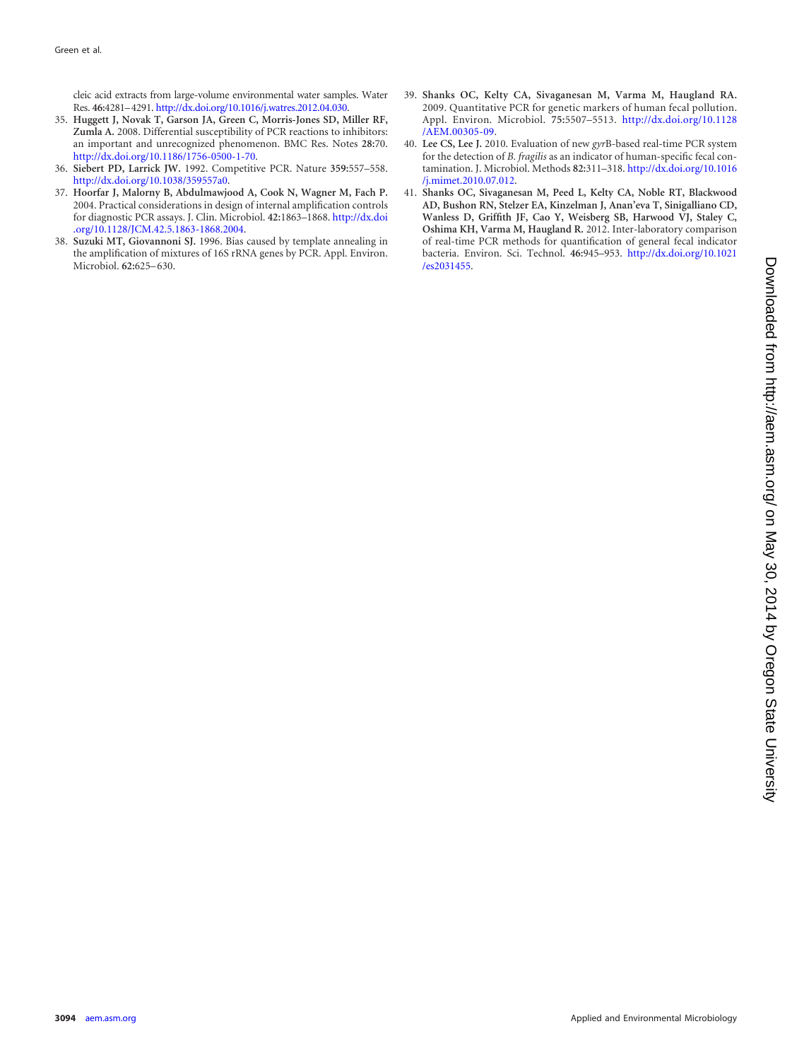cleic acid extracts from large-volume environmental water samples. Water Res. **46:**4281–4291. http://dx.doi.org/10.1016/j.watres.2012.04.030.

35. **Huggett J, Novak T, Garson JA, Green C, Morris-Jones SD, Miller RF, Zumla A.** 2008. Differential susceptibility of PCR reactions to inhibitors: an important and unrecognized phenomenon. BMC Res. Notes **28:**70. http://dx.doi.org/10.1186/1756-0500-1-70.
36. **Siebert PD, Larrick JW.** 1992. Competitive PCR. Nature **359:**557–558. http://dx.doi.org/10.1038/359557a0.
37. **Hoorfar J, Malorny B, Abdulmawjood A, Cook N, Wagner M, Fach P.** 2004. Practical considerations in design of internal amplification controls for diagnostic PCR assays. J. Clin. Microbiol. **42:**1863–1868. http://dx.doi.org/10.1128/JCM.42.5.1863-1868.2004.
38. **Suzuki MT, Giovannoni SJ.** 1996. Bias caused by template annealing in the amplification of mixtures of 16S rRNA genes by PCR. Appl. Environ. Microbiol. **62:**625–630.
39. **Shanks OC, Kelty CA, Sivaganesan M, Varma M, Haugland RA.** 2009. Quantitative PCR for genetic markers of human fecal pollution. Appl. Environ. Microbiol. **75:**5507–5513. http://dx.doi.org/10.1128/AEM.00305-09.
40. **Lee CS, Lee J.** 2010. Evaluation of new *gyr*B-based real-time PCR system for the detection of *B. fragilis* as an indicator of human-specific fecal contamination. J. Microbiol. Methods **82:**311–318. http://dx.doi.org/10.1016/j.mimet.2010.07.012.
41. **Shanks OC, Sivaganesan M, Peed L, Kelty CA, Noble RT, Blackwood AD, Bushon RN, Stelzer EA, Kinzelman J, Anan'eva T, Sinigalliano CD, Wanless D, Griffith JF, Cao Y, Weisberg SB, Harwood VJ, Staley C, Oshima KH, Varma M, Haugland R.** 2012. Inter-laboratory comparison of real-time PCR methods for quantification of general fecal indicator bacteria. Environ. Sci. Technol. **46:**945–953. http://dx.doi.org/10.1021/es2031455.